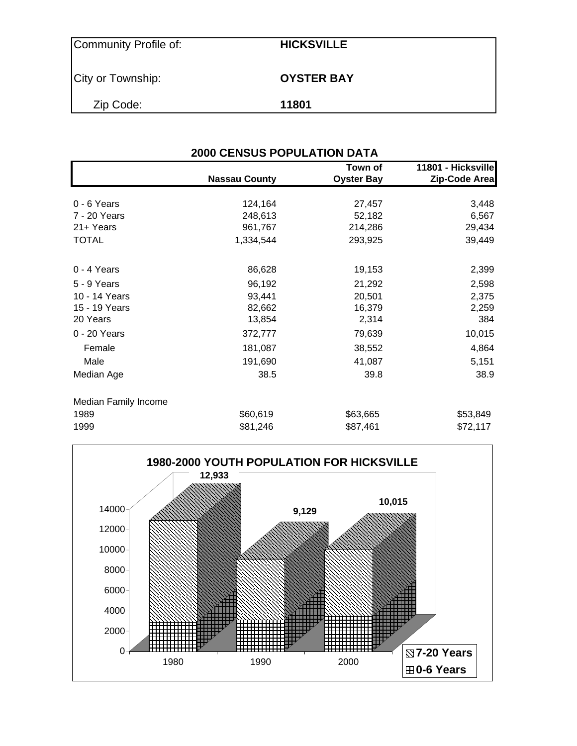| Community Profile of: | **HICKSVILLE** |
|---|---|
| City or Township: | **OYSTER BAY** |
| Zip Code: | **11801** |

## 2000 CENSUS POPULATION DATA

| | **Nassau County** | **Town of Oyster Bay** | **11801 - Hicksville Zip-Code Area** |
|---|---|---|---|
| 0 - 6 Years | 124,164 | 27,457 | 3,448 |
| 7 - 20 Years | 248,613 | 52,182 | 6,567 |
| 21+ Years | 961,767 | 214,286 | 29,434 |
| TOTAL | 1,334,544 | 293,925 | 39,449 |
| | | | |
| 0 - 4 Years | 86,628 | 19,153 | 2,399 |
| 5 - 9 Years | 96,192 | 21,292 | 2,598 |
| 10 - 14 Years | 93,441 | 20,501 | 2,375 |
| 15 - 19 Years | 82,662 | 16,379 | 2,259 |
| 20 Years | 13,854 | 2,314 | 384 |
| 0 - 20 Years | 372,777 | 79,639 | 10,015 |
| Female | 181,087 | 38,552 | 4,864 |
| Male | 191,690 | 41,087 | 5,151 |
| Median Age | 38.5 | 39.8 | 38.9 |
| | | | |
| Median Family Income | | | |
| 1989 | $60,619 | $63,665 | $53,849 |
| 1999 | $81,246 | $87,461 | $72,117 |

**1980-2000 YOUTH POPULATION FOR HICKSVILLE**

| Year | Total (0-20 Years) |
|---|---|
| 1980 | 12,933 |
| 1990 | 9,129 |
| 2000 | 10,015 |

Legend: 7-20 Years; 0-6 Years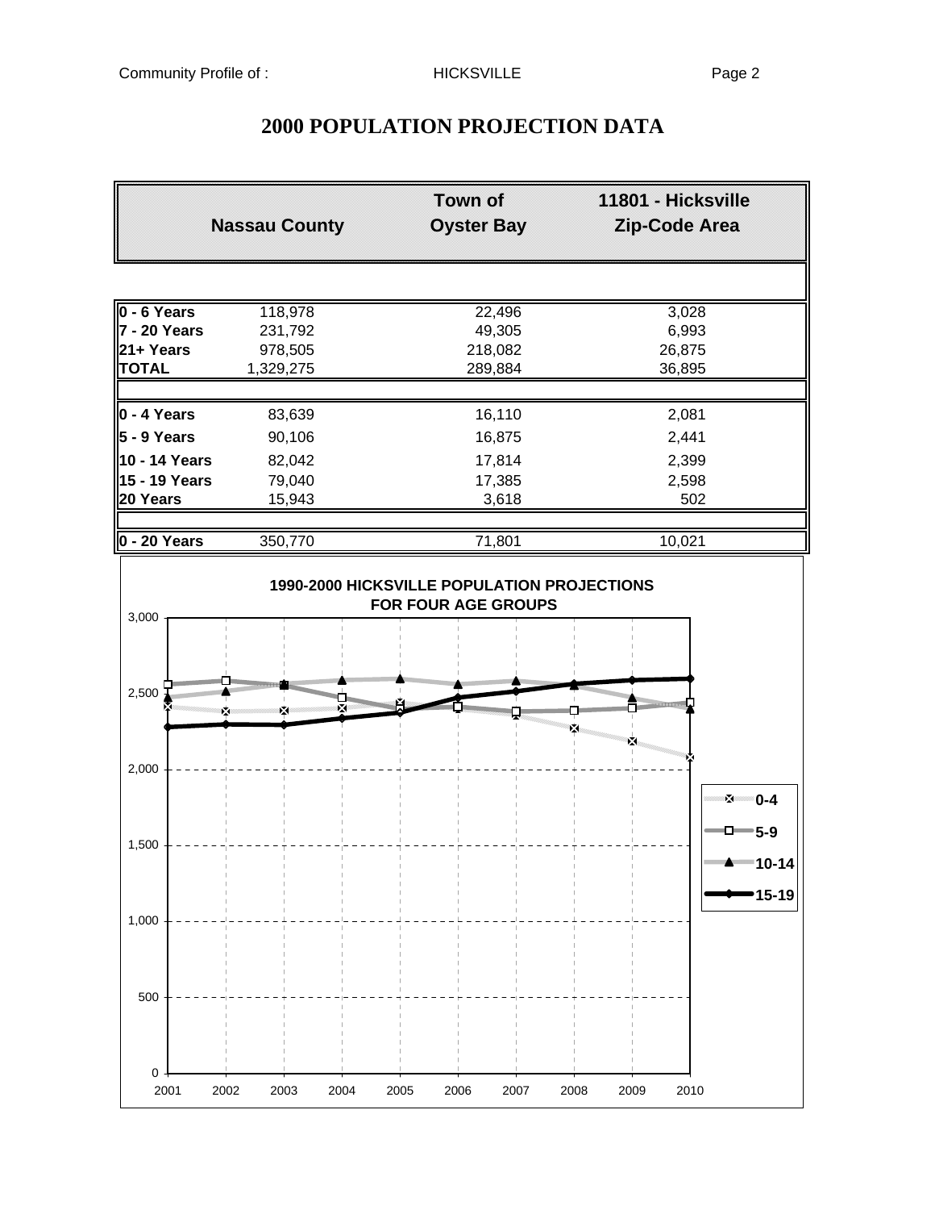# 2000 POPULATION PROJECTION DATA

| | Nassau County | Town of Oyster Bay | 11801 - Hicksville Zip-Code Area |
|---|---|---|---|
| **0 - 6 Years** | 118,978 | 22,496 | 3,028 |
| **7 - 20 Years** | 231,792 | 49,305 | 6,993 |
| **21+ Years** | 978,505 | 218,082 | 26,875 |
| **TOTAL** | 1,329,275 | 289,884 | 36,895 |
| | | | |
| **0 - 4 Years** | 83,639 | 16,110 | 2,081 |
| **5 - 9 Years** | 90,106 | 16,875 | 2,441 |
| **10 - 14 Years** | 82,042 | 17,814 | 2,399 |
| **15 - 19 Years** | 79,040 | 17,385 | 2,598 |
| **20 Years** | 15,943 | 3,618 | 502 |
| | | | |
| **0 - 20 Years** | 350,770 | 71,801 | 10,021 |

**1990-2000 HICKSVILLE POPULATION PROJECTIONS FOR FOUR AGE GROUPS**

Legend: 0-4, 5-9, 10-14, 15-19

Y-axis: 0, 500, 1,000, 1,500, 2,000, 2,500, 3,000

X-axis: 2001, 2002, 2003, 2004, 2005, 2006, 2007, 2008, 2009, 2010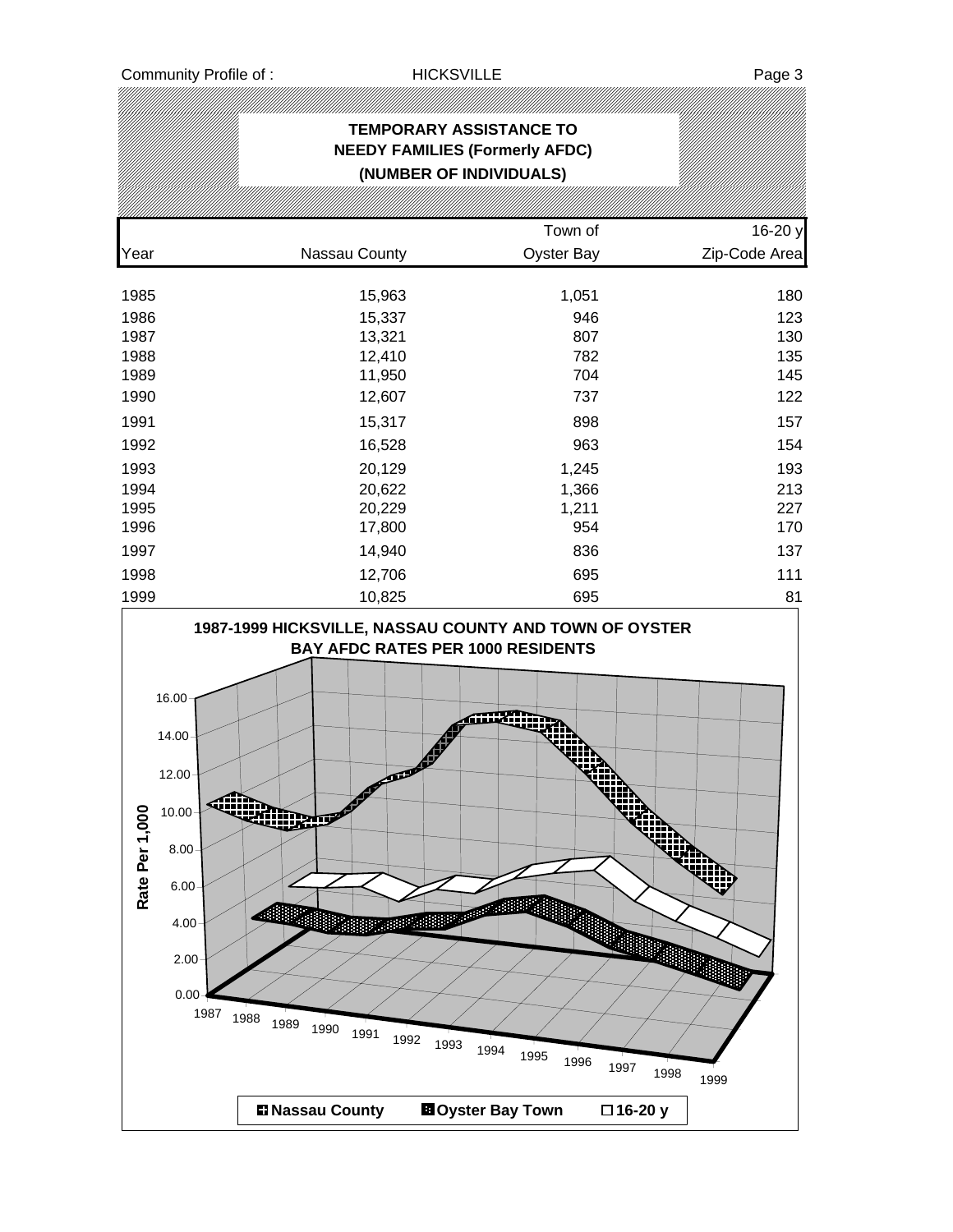## TEMPORARY ASSISTANCE TO NEEDY FAMILIES (Formerly AFDC)
### (NUMBER OF INDIVIDUALS)

| Year | Nassau County | Town of Oyster Bay | 16-20 y Zip-Code Area |
|---|---|---|---|
| 1985 | 15,963 | 1,051 | 180 |
| 1986 | 15,337 | 946 | 123 |
| 1987 | 13,321 | 807 | 130 |
| 1988 | 12,410 | 782 | 135 |
| 1989 | 11,950 | 704 | 145 |
| 1990 | 12,607 | 737 | 122 |
| 1991 | 15,317 | 898 | 157 |
| 1992 | 16,528 | 963 | 154 |
| 1993 | 20,129 | 1,245 | 193 |
| 1994 | 20,622 | 1,366 | 213 |
| 1995 | 20,229 | 1,211 | 227 |
| 1996 | 17,800 | 954 | 170 |
| 1997 | 14,940 | 836 | 137 |
| 1998 | 12,706 | 695 | 111 |
| 1999 | 10,825 | 695 | 81 |

**1987-1999 HICKSVILLE, NASSAU COUNTY AND TOWN OF OYSTER BAY AFDC RATES PER 1000 RESIDENTS**

Rate Per 1,000

Nassau County | Oyster Bay Town | 16-20 y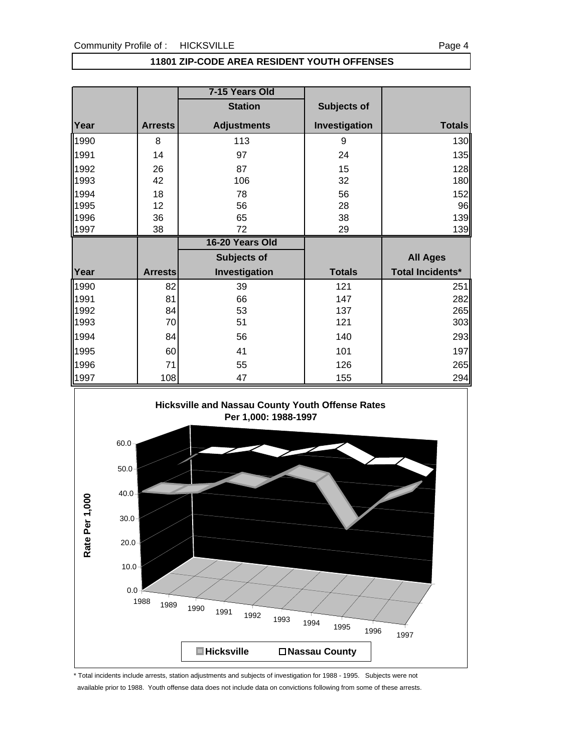## 11801 ZIP-CODE AREA RESIDENT YOUTH OFFENSES

| | | 7-15 Years Old | | |
|---|---|---|---|---|
| | | Station | Subjects of | |
| Year | Arrests | Adjustments | Investigation | Totals |
| 1990 | 8 | 113 | 9 | 130 |
| 1991 | 14 | 97 | 24 | 135 |
| 1992 | 26 | 87 | 15 | 128 |
| 1993 | 42 | 106 | 32 | 180 |
| 1994 | 18 | 78 | 56 | 152 |
| 1995 | 12 | 56 | 28 | 96 |
| 1996 | 36 | 65 | 38 | 139 |
| 1997 | 38 | 72 | 29 | 139 |

| | | 16-20 Years Old | | |
|---|---|---|---|---|
| | | Subjects of | | All Ages |
| Year | Arrests | Investigation | Totals | Total Incidents* |
| 1990 | 82 | 39 | 121 | 251 |
| 1991 | 81 | 66 | 147 | 282 |
| 1992 | 84 | 53 | 137 | 265 |
| 1993 | 70 | 51 | 121 | 303 |
| 1994 | 84 | 56 | 140 | 293 |
| 1995 | 60 | 41 | 101 | 197 |
| 1996 | 71 | 55 | 126 | 265 |
| 1997 | 108 | 47 | 155 | 294 |

**Hicksville and Nassau County Youth Offense Rates Per 1,000: 1988-1997**

Rate Per 1,000

Legend: Hicksville, Nassau County

\* Total incidents include arrests, station adjustments and subjects of investigation for 1988 - 1995. Subjects were not available prior to 1988. Youth offense data does not include data on convictions following from some of these arrests.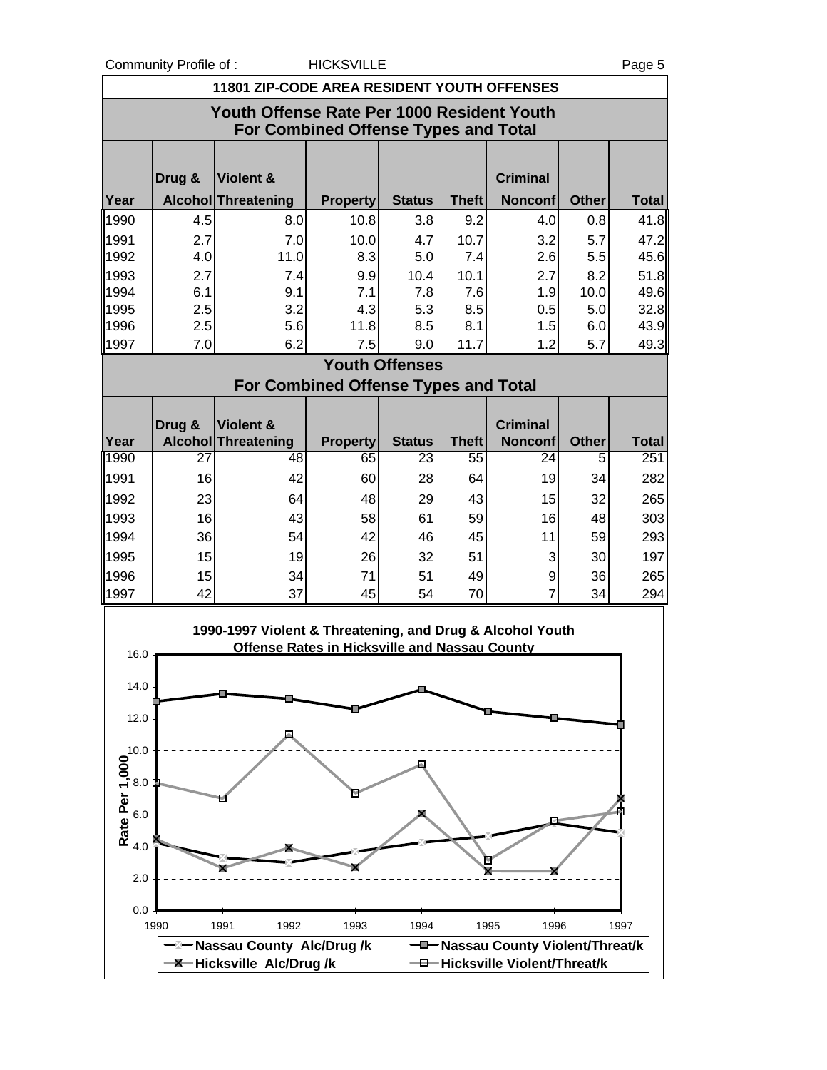## 11801 ZIP-CODE AREA RESIDENT YOUTH OFFENSES

### Youth Offense Rate Per 1000 Resident Youth For Combined Offense Types and Total

| Year | Drug & Alcohol | Violent & Threatening | Property | Status | Theft | Criminal Nonconf | Other | Total |
|---|---|---|---|---|---|---|---|---|
| 1990 | 4.5 | 8.0 | 10.8 | 3.8 | 9.2 | 4.0 | 0.8 | 41.8 |
| 1991 | 2.7 | 7.0 | 10.0 | 4.7 | 10.7 | 3.2 | 5.7 | 47.2 |
| 1992 | 4.0 | 11.0 | 8.3 | 5.0 | 7.4 | 2.6 | 5.5 | 45.6 |
| 1993 | 2.7 | 7.4 | 9.9 | 10.4 | 10.1 | 2.7 | 8.2 | 51.8 |
| 1994 | 6.1 | 9.1 | 7.1 | 7.8 | 7.6 | 1.9 | 10.0 | 49.6 |
| 1995 | 2.5 | 3.2 | 4.3 | 5.3 | 8.5 | 0.5 | 5.0 | 32.8 |
| 1996 | 2.5 | 5.6 | 11.8 | 8.5 | 8.1 | 1.5 | 6.0 | 43.9 |
| 1997 | 7.0 | 6.2 | 7.5 | 9.0 | 11.7 | 1.2 | 5.7 | 49.3 |

### Youth Offenses For Combined Offense Types and Total

| Year | Drug & Alcohol | Violent & Threatening | Property | Status | Theft | Criminal Nonconf | Other | Total |
|---|---|---|---|---|---|---|---|---|
| 1990 | 27 | 48 | 65 | 23 | 55 | 24 | 5 | 251 |
| 1991 | 16 | 42 | 60 | 28 | 64 | 19 | 34 | 282 |
| 1992 | 23 | 64 | 48 | 29 | 43 | 15 | 32 | 265 |
| 1993 | 16 | 43 | 58 | 61 | 59 | 16 | 48 | 303 |
| 1994 | 36 | 54 | 42 | 46 | 45 | 11 | 59 | 293 |
| 1995 | 15 | 19 | 26 | 32 | 51 | 3 | 30 | 197 |
| 1996 | 15 | 34 | 71 | 51 | 49 | 9 | 36 | 265 |
| 1997 | 42 | 37 | 45 | 54 | 70 | 7 | 34 | 294 |

**1990-1997 Violent & Threatening, and Drug & Alcohol Youth Offense Rates in Hicksville and Nassau County**

Rate Per 1,000

Legend: Nassau County Alc/Drug /k; Nassau County Violent/Threat/k; Hicksville Alc/Drug /k; Hicksville Violent/Threat/k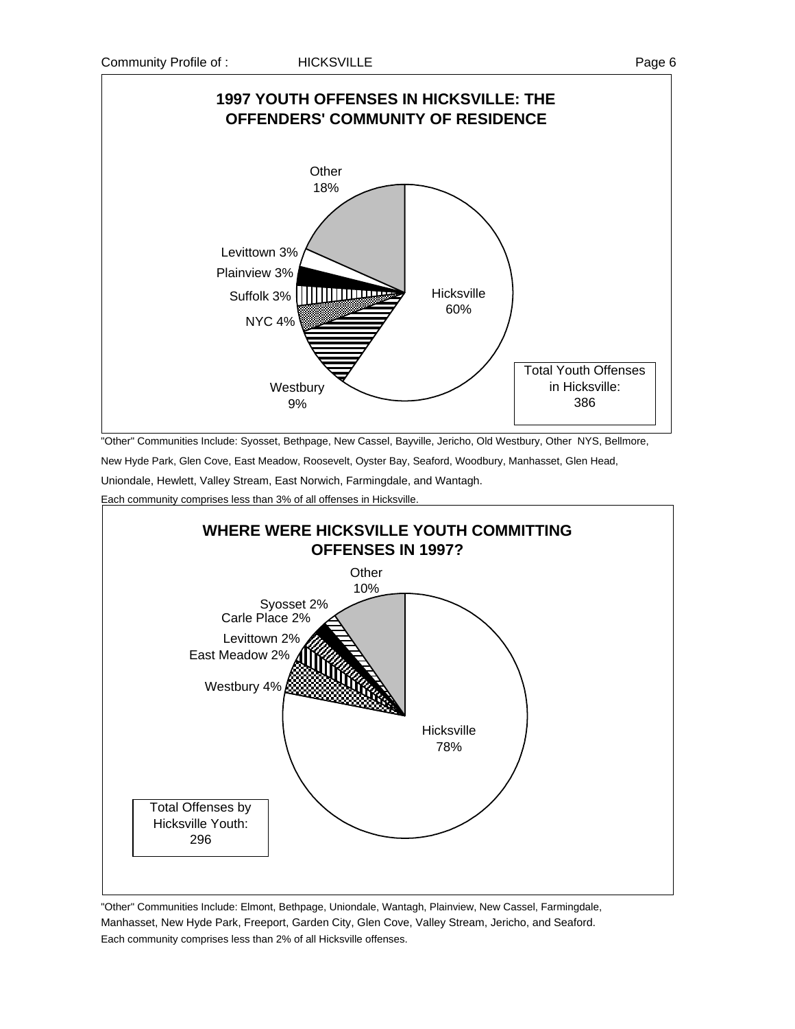## 1997 YOUTH OFFENSES IN HICKSVILLE: THE OFFENDERS' COMMUNITY OF RESIDENCE

| Community | Percent |
|---|---|
| Hicksville | 60% |
| Westbury | 9% |
| NYC | 4% |
| Suffolk | 3% |
| Plainview | 3% |
| Levittown | 3% |
| Other | 18% |

Total Youth Offenses in Hicksville: 386

"Other" Communities Include: Syosset, Bethpage, New Cassel, Bayville, Jericho, Old Westbury, Other NYS, Bellmore, New Hyde Park, Glen Cove, East Meadow, Roosevelt, Oyster Bay, Seaford, Woodbury, Manhasset, Glen Head, Uniondale, Hewlett, Valley Stream, East Norwich, Farmingdale, and Wantagh.

Each community comprises less than 3% of all offenses in Hicksville.

## WHERE WERE HICKSVILLE YOUTH COMMITTING OFFENSES IN 1997?

| Community | Percent |
|---|---|
| Hicksville | 78% |
| Westbury | 4% |
| East Meadow | 2% |
| Levittown | 2% |
| Carle Place | 2% |
| Syosset | 2% |
| Other | 10% |

Total Offenses by Hicksville Youth: 296

"Other" Communities Include: Elmont, Bethpage, Uniondale, Wantagh, Plainview, New Cassel, Farmingdale, Manhasset, New Hyde Park, Freeport, Garden City, Glen Cove, Valley Stream, Jericho, and Seaford.

Each community comprises less than 2% of all Hicksville offenses.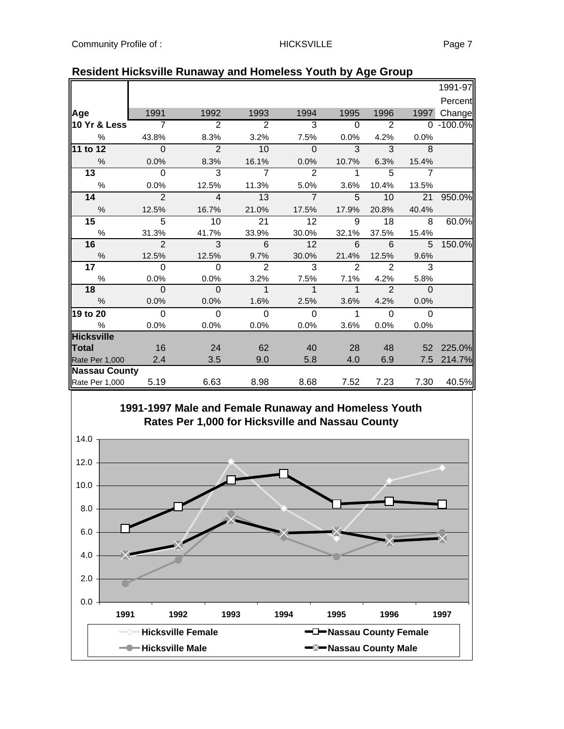## Resident Hicksville Runaway and Homeless Youth by Age Group

| Age | 1991 | 1992 | 1993 | 1994 | 1995 | 1996 | 1997 | 1991-97 Percent Change |
|---|---|---|---|---|---|---|---|---|
| **10 Yr & Less** | 7 | 2 | 2 | 3 | 0 | 2 | 0 | -100.0% |
| % | 43.8% | 8.3% | 3.2% | 7.5% | 0.0% | 4.2% | 0.0% | |
| **11 to 12** | 0 | 2 | 10 | 0 | 3 | 3 | 8 | |
| % | 0.0% | 8.3% | 16.1% | 0.0% | 10.7% | 6.3% | 15.4% | |
| **13** | 0 | 3 | 7 | 2 | 1 | 5 | 7 | |
| % | 0.0% | 12.5% | 11.3% | 5.0% | 3.6% | 10.4% | 13.5% | |
| **14** | 2 | 4 | 13 | 7 | 5 | 10 | 21 | 950.0% |
| % | 12.5% | 16.7% | 21.0% | 17.5% | 17.9% | 20.8% | 40.4% | |
| **15** | 5 | 10 | 21 | 12 | 9 | 18 | 8 | 60.0% |
| % | 31.3% | 41.7% | 33.9% | 30.0% | 32.1% | 37.5% | 15.4% | |
| **16** | 2 | 3 | 6 | 12 | 6 | 6 | 5 | 150.0% |
| % | 12.5% | 12.5% | 9.7% | 30.0% | 21.4% | 12.5% | 9.6% | |
| **17** | 0 | 0 | 2 | 3 | 2 | 2 | 3 | |
| % | 0.0% | 0.0% | 3.2% | 7.5% | 7.1% | 4.2% | 5.8% | |
| **18** | 0 | 0 | 1 | 1 | 1 | 2 | 0 | |
| % | 0.0% | 0.0% | 1.6% | 2.5% | 3.6% | 4.2% | 0.0% | |
| **19 to 20** | 0 | 0 | 0 | 0 | 1 | 0 | 0 | |
| % | 0.0% | 0.0% | 0.0% | 0.0% | 3.6% | 0.0% | 0.0% | |
| **Hicksville Total** | 16 | 24 | 62 | 40 | 28 | 48 | 52 | 225.0% |
| Rate Per 1,000 | 2.4 | 3.5 | 9.0 | 5.8 | 4.0 | 6.9 | 7.5 | 214.7% |
| **Nassau County** | | | | | | | | |
| Rate Per 1,000 | 5.19 | 6.63 | 8.98 | 8.68 | 7.52 | 7.23 | 7.30 | 40.5% |

### 1991-1997 Male and Female Runaway and Homeless Youth Rates Per 1,000 for Hicksville and Nassau County

Legend: Hicksville Female; Nassau County Female; Hicksville Male; Nassau County Male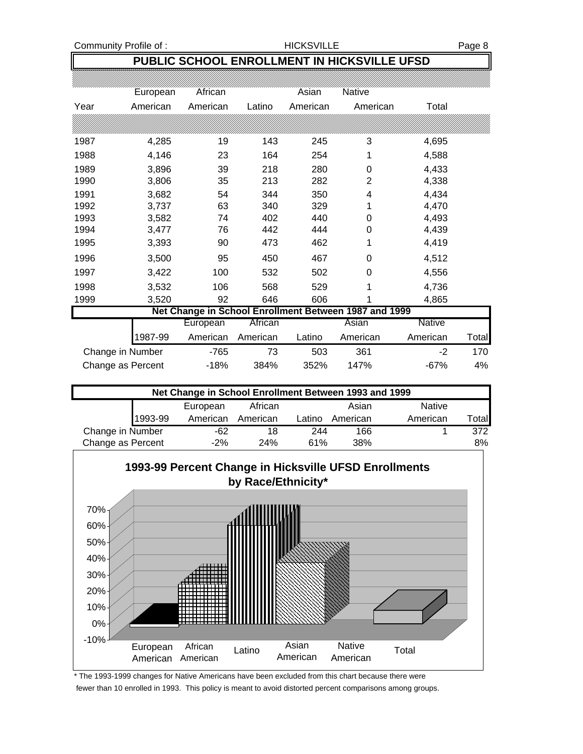# PUBLIC SCHOOL ENROLLMENT IN HICKSVILLE UFSD

| Year | European American | African American | Latino | Asian American | Native American | Total |
|---|---|---|---|---|---|---|
| 1987 | 4,285 | 19 | 143 | 245 | 3 | 4,695 |
| 1988 | 4,146 | 23 | 164 | 254 | 1 | 4,588 |
| 1989 | 3,896 | 39 | 218 | 280 | 0 | 4,433 |
| 1990 | 3,806 | 35 | 213 | 282 | 2 | 4,338 |
| 1991 | 3,682 | 54 | 344 | 350 | 4 | 4,434 |
| 1992 | 3,737 | 63 | 340 | 329 | 1 | 4,470 |
| 1993 | 3,582 | 74 | 402 | 440 | 0 | 4,493 |
| 1994 | 3,477 | 76 | 442 | 444 | 0 | 4,439 |
| 1995 | 3,393 | 90 | 473 | 462 | 1 | 4,419 |
| 1996 | 3,500 | 95 | 450 | 467 | 0 | 4,512 |
| 1997 | 3,422 | 100 | 532 | 502 | 0 | 4,556 |
| 1998 | 3,532 | 106 | 568 | 529 | 1 | 4,736 |
| 1999 | 3,520 | 92 | 646 | 606 | 1 | 4,865 |

**Net Change in School Enrollment Between 1987 and 1999**

| 1987-99 | European American | African American | Latino | Asian American | Native American | Total |
|---|---|---|---|---|---|---|
| Change in Number | -765 | 73 | 503 | 361 | -2 | 170 |
| Change as Percent | -18% | 384% | 352% | 147% | -67% | 4% |

**Net Change in School Enrollment Between 1993 and 1999**

| 1993-99 | European American | African American | Latino | Asian American | Native American | Total |
|---|---|---|---|---|---|---|
| Change in Number | -62 | 18 | 244 | 166 | 1 | 372 |
| Change as Percent | -2% | 24% | 61% | 38% | | 8% |

**1993-99 Percent Change in Hicksville UFSD Enrollments by Race/Ethnicity***

* The 1993-1999 changes for Native Americans have been excluded from this chart because there were fewer than 10 enrolled in 1993. This policy is meant to avoid distorted percent comparisons among groups.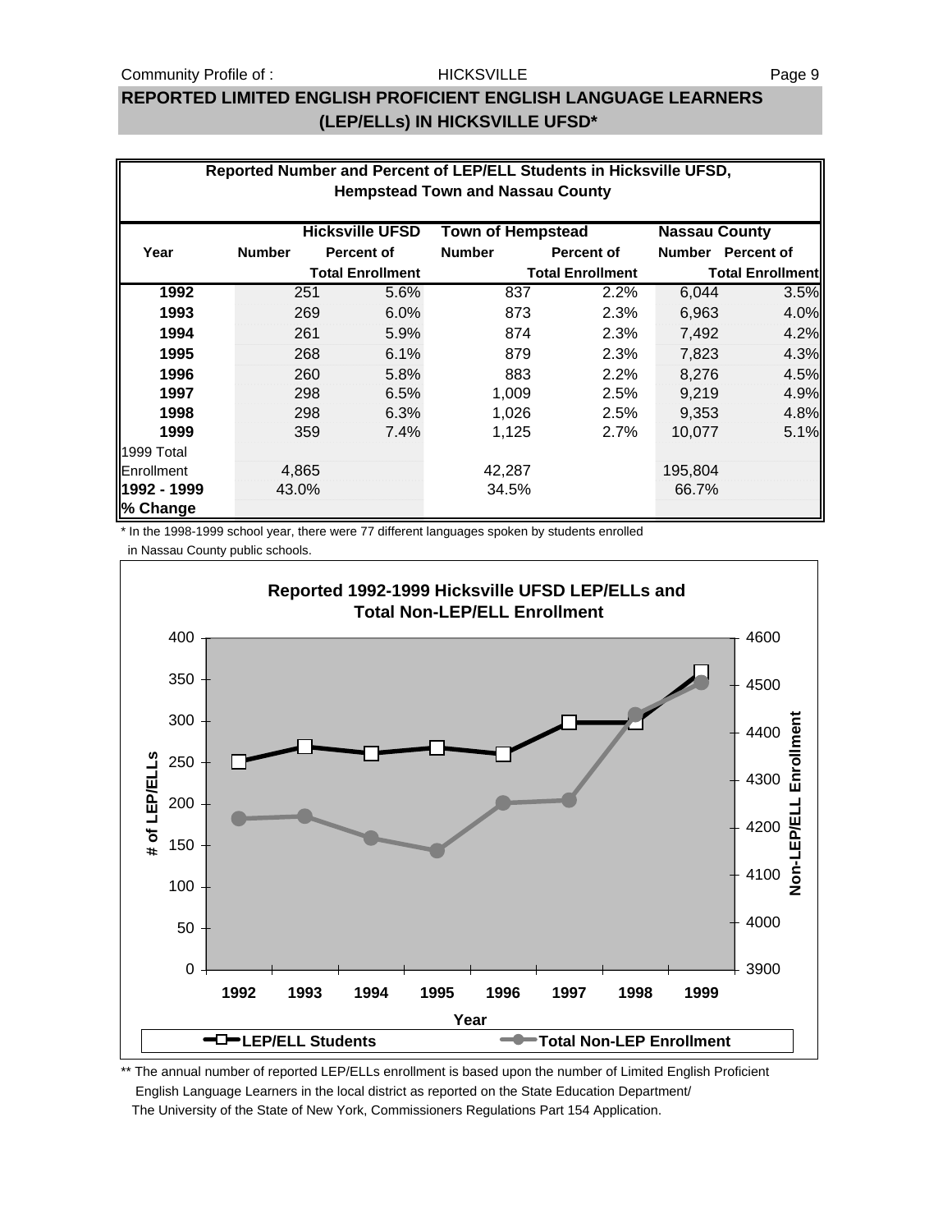## REPORTED LIMITED ENGLISH PROFICIENT ENGLISH LANGUAGE LEARNERS (LEP/ELLs) IN HICKSVILLE UFSD*

**Reported Number and Percent of LEP/ELL Students in Hicksville UFSD, Hempstead Town and Nassau County**

| Year | Hicksville UFSD | | Town of Hempstead | | Nassau County | |
|---|---|---|---|---|---|---|
| | Number | Percent of Total Enrollment | Number | Percent of Total Enrollment | Number | Percent of Total Enrollment |
| **1992** | 251 | 5.6% | 837 | 2.2% | 6,044 | 3.5% |
| **1993** | 269 | 6.0% | 873 | 2.3% | 6,963 | 4.0% |
| **1994** | 261 | 5.9% | 874 | 2.3% | 7,492 | 4.2% |
| **1995** | 268 | 6.1% | 879 | 2.3% | 7,823 | 4.3% |
| **1996** | 260 | 5.8% | 883 | 2.2% | 8,276 | 4.5% |
| **1997** | 298 | 6.5% | 1,009 | 2.5% | 9,219 | 4.9% |
| **1998** | 298 | 6.3% | 1,026 | 2.5% | 9,353 | 4.8% |
| **1999** | 359 | 7.4% | 1,125 | 2.7% | 10,077 | 5.1% |
| 1999 Total Enrollment | 4,865 | | 42,287 | | 195,804 | |
| **1992 - 1999 % Change** | 43.0% | | 34.5% | | 66.7% | |

\* In the 1998-1999 school year, there were 77 different languages spoken by students enrolled in Nassau County public schools.

**Reported 1992-1999 Hicksville UFSD LEP/ELLs and Total Non-LEP/ELL Enrollment**

\*\* The annual number of reported LEP/ELLs enrollment is based upon the number of Limited English Proficient English Language Learners in the local district as reported on the State Education Department/ The University of the State of New York, Commissioners Regulations Part 154 Application.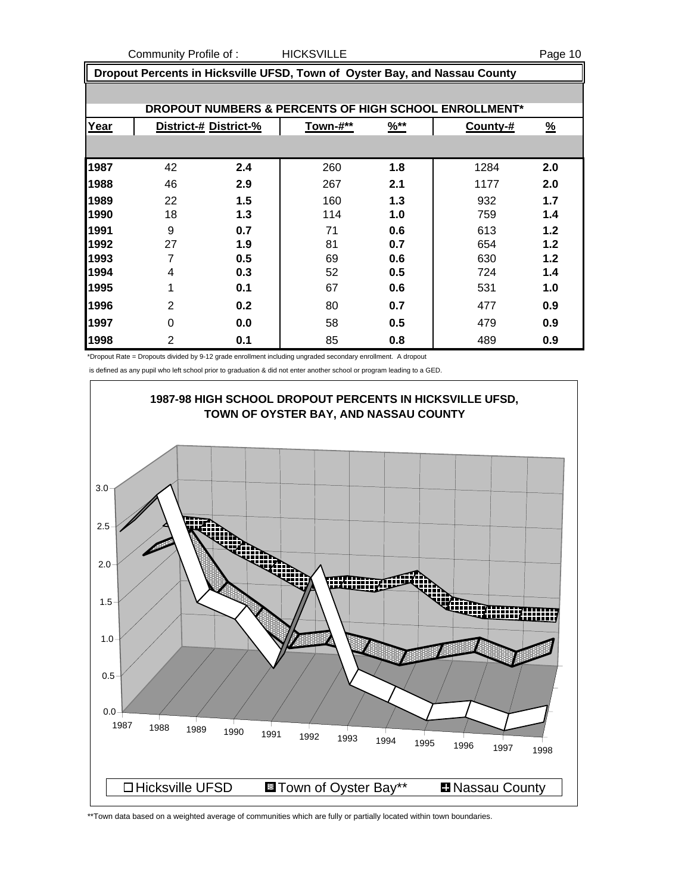## Dropout Percents in Hicksville UFSD, Town of Oyster Bay, and Nassau County

### DROPOUT NUMBERS & PERCENTS OF HIGH SCHOOL ENROLLMENT*

| Year | District-# | District-% | Town-#** | %** | County-# | % |
|---|---|---|---|---|---|---|
| 1987 | 42 | **2.4** | 260 | **1.8** | 1284 | **2.0** |
| 1988 | 46 | **2.9** | 267 | **2.1** | 1177 | **2.0** |
| 1989 | 22 | **1.5** | 160 | **1.3** | 932 | **1.7** |
| 1990 | 18 | **1.3** | 114 | **1.0** | 759 | **1.4** |
| 1991 | 9 | **0.7** | 71 | **0.6** | 613 | **1.2** |
| 1992 | 27 | **1.9** | 81 | **0.7** | 654 | **1.2** |
| 1993 | 7 | **0.5** | 69 | **0.6** | 630 | **1.2** |
| 1994 | 4 | **0.3** | 52 | **0.5** | 724 | **1.4** |
| 1995 | 1 | **0.1** | 67 | **0.6** | 531 | **1.0** |
| 1996 | 2 | **0.2** | 80 | **0.7** | 477 | **0.9** |
| 1997 | 0 | **0.0** | 58 | **0.5** | 479 | **0.9** |
| 1998 | 2 | **0.1** | 85 | **0.8** | 489 | **0.9** |

*Dropout Rate = Dropouts divided by 9-12 grade enrollment including ungraded secondary enrollment. A dropout is defined as any pupil who left school prior to graduation & did not enter another school or program leading to a GED.

**1987-98 HIGH SCHOOL DROPOUT PERCENTS IN HICKSVILLE UFSD, TOWN OF OYSTER BAY, AND NASSAU COUNTY**

Hicksville UFSD | Town of Oyster Bay** | Nassau County

**Town data based on a weighted average of communities which are fully or partially located within town boundaries.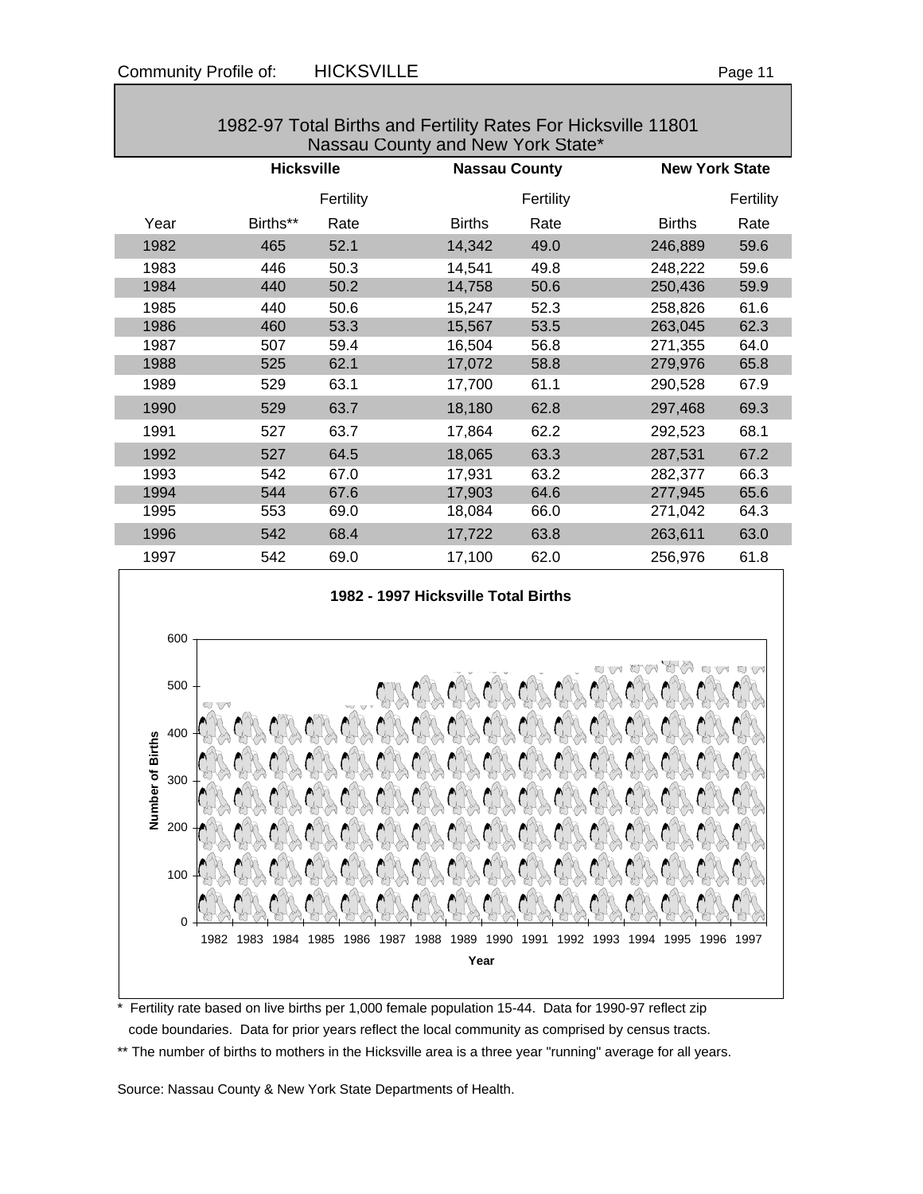## 1982-97 Total Births and Fertility Rates For Hicksville 11801 Nassau County and New York State*

| | Hicksville | | Nassau County | | New York State | |
|---|---|---|---|---|---|---|
| Year | Births** | Fertility Rate | Births | Fertility Rate | Births | Fertility Rate |
| 1982 | 465 | 52.1 | 14,342 | 49.0 | 246,889 | 59.6 |
| 1983 | 446 | 50.3 | 14,541 | 49.8 | 248,222 | 59.6 |
| 1984 | 440 | 50.2 | 14,758 | 50.6 | 250,436 | 59.9 |
| 1985 | 440 | 50.6 | 15,247 | 52.3 | 258,826 | 61.6 |
| 1986 | 460 | 53.3 | 15,567 | 53.5 | 263,045 | 62.3 |
| 1987 | 507 | 59.4 | 16,504 | 56.8 | 271,355 | 64.0 |
| 1988 | 525 | 62.1 | 17,072 | 58.8 | 279,976 | 65.8 |
| 1989 | 529 | 63.1 | 17,700 | 61.1 | 290,528 | 67.9 |
| 1990 | 529 | 63.7 | 18,180 | 62.8 | 297,468 | 69.3 |
| 1991 | 527 | 63.7 | 17,864 | 62.2 | 292,523 | 68.1 |
| 1992 | 527 | 64.5 | 18,065 | 63.3 | 287,531 | 67.2 |
| 1993 | 542 | 67.0 | 17,931 | 63.2 | 282,377 | 66.3 |
| 1994 | 544 | 67.6 | 17,903 | 64.6 | 277,945 | 65.6 |
| 1995 | 553 | 69.0 | 18,084 | 66.0 | 271,042 | 64.3 |
| 1996 | 542 | 68.4 | 17,722 | 63.8 | 263,611 | 63.0 |
| 1997 | 542 | 69.0 | 17,100 | 62.0 | 256,976 | 61.8 |

**1982 - 1997 Hicksville Total Births**

\* Fertility rate based on live births per 1,000 female population 15-44. Data for 1990-97 reflect zip code boundaries. Data for prior years reflect the local community as comprised by census tracts.

** The number of births to mothers in the Hicksville area is a three year "running" average for all years.

Source: Nassau County & New York State Departments of Health.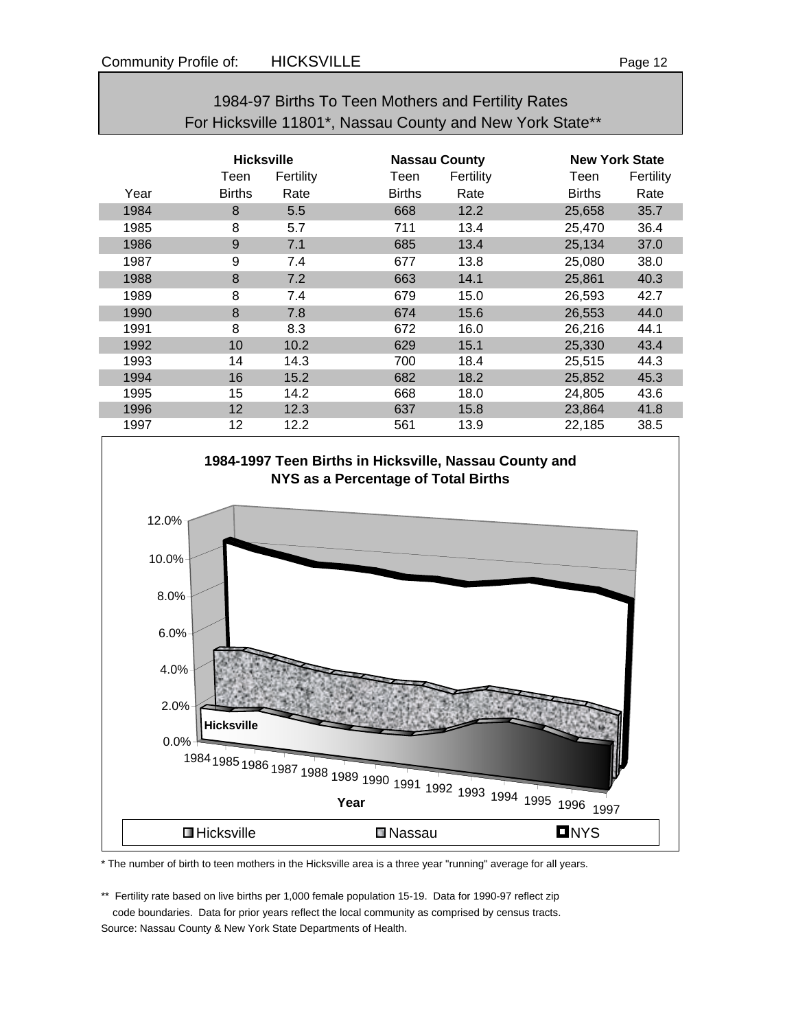Community Profile of: HICKSVILLE

## 1984-97 Births To Teen Mothers and Fertility Rates
## For Hicksville 11801*, Nassau County and New York State**

| | Hicksville | | Nassau County | | New York State | |
|---|---|---|---|---|---|---|
| Year | Teen Births | Fertility Rate | Teen Births | Fertility Rate | Teen Births | Fertility Rate |
| 1984 | 8 | 5.5 | 668 | 12.2 | 25,658 | 35.7 |
| 1985 | 8 | 5.7 | 711 | 13.4 | 25,470 | 36.4 |
| 1986 | 9 | 7.1 | 685 | 13.4 | 25,134 | 37.0 |
| 1987 | 9 | 7.4 | 677 | 13.8 | 25,080 | 38.0 |
| 1988 | 8 | 7.2 | 663 | 14.1 | 25,861 | 40.3 |
| 1989 | 8 | 7.4 | 679 | 15.0 | 26,593 | 42.7 |
| 1990 | 8 | 7.8 | 674 | 15.6 | 26,553 | 44.0 |
| 1991 | 8 | 8.3 | 672 | 16.0 | 26,216 | 44.1 |
| 1992 | 10 | 10.2 | 629 | 15.1 | 25,330 | 43.4 |
| 1993 | 14 | 14.3 | 700 | 18.4 | 25,515 | 44.3 |
| 1994 | 16 | 15.2 | 682 | 18.2 | 25,852 | 45.3 |
| 1995 | 15 | 14.2 | 668 | 18.0 | 24,805 | 43.6 |
| 1996 | 12 | 12.3 | 637 | 15.8 | 23,864 | 41.8 |
| 1997 | 12 | 12.2 | 561 | 13.9 | 22,185 | 38.5 |

**1984-1997 Teen Births in Hicksville, Nassau County and NYS as a Percentage of Total Births**

\* The number of birth to teen mothers in the Hicksville area is a three year "running" average for all years.

\*\* Fertility rate based on live births per 1,000 female population 15-19. Data for 1990-97 reflect zip code boundaries. Data for prior years reflect the local community as comprised by census tracts.

Source: Nassau County & New York State Departments of Health.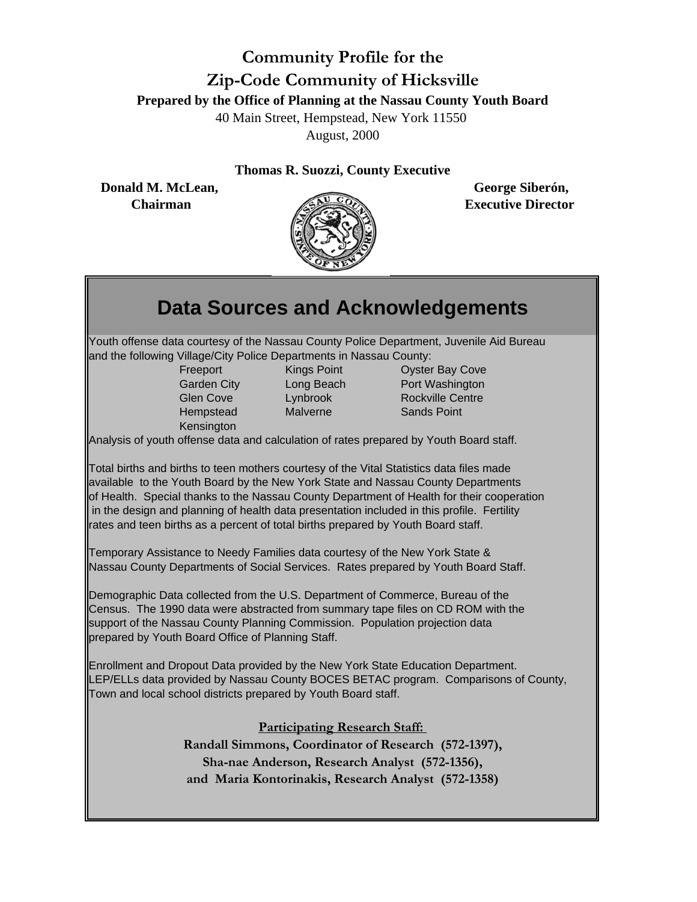# Community Profile for the Zip-Code Community of Hicksville

**Prepared by the Office of Planning at the Nassau County Youth Board**

40 Main Street, Hempstead, New York 11550

August, 2000

**Thomas R. Suozzi, County Executive**

**Donald M. McLean, Chairman**

**George Siberón, Executive Director**

## Data Sources and Acknowledgements

Youth offense data courtesy of the Nassau County Police Department, Juvenile Aid Bureau and the following Village/City Police Departments in Nassau County:

| | | |
|---|---|---|
| Freeport | Kings Point | Oyster Bay Cove |
| Garden City | Long Beach | Port Washington |
| Glen Cove | Lynbrook | Rockville Centre |
| Hempstead | Malverne | Sands Point |
| Kensington | | |

Analysis of youth offense data and calculation of rates prepared by Youth Board staff.

Total births and births to teen mothers courtesy of the Vital Statistics data files made available to the Youth Board by the New York State and Nassau County Departments of Health. Special thanks to the Nassau County Department of Health for their cooperation in the design and planning of health data presentation included in this profile. Fertility rates and teen births as a percent of total births prepared by Youth Board staff.

Temporary Assistance to Needy Families data courtesy of the New York State & Nassau County Departments of Social Services. Rates prepared by Youth Board Staff.

Demographic Data collected from the U.S. Department of Commerce, Bureau of the Census. The 1990 data were abstracted from summary tape files on CD ROM with the support of the Nassau County Planning Commission. Population projection data prepared by Youth Board Office of Planning Staff.

Enrollment and Dropout Data provided by the New York State Education Department. LEP/ELLs data provided by Nassau County BOCES BETAC program. Comparisons of County, Town and local school districts prepared by Youth Board staff.

**Participating Research Staff:**

**Randall Simmons, Coordinator of Research (572-1397),**
**Sha-nae Anderson, Research Analyst (572-1356),**
**and Maria Kontorinakis, Research Analyst (572-1358)**